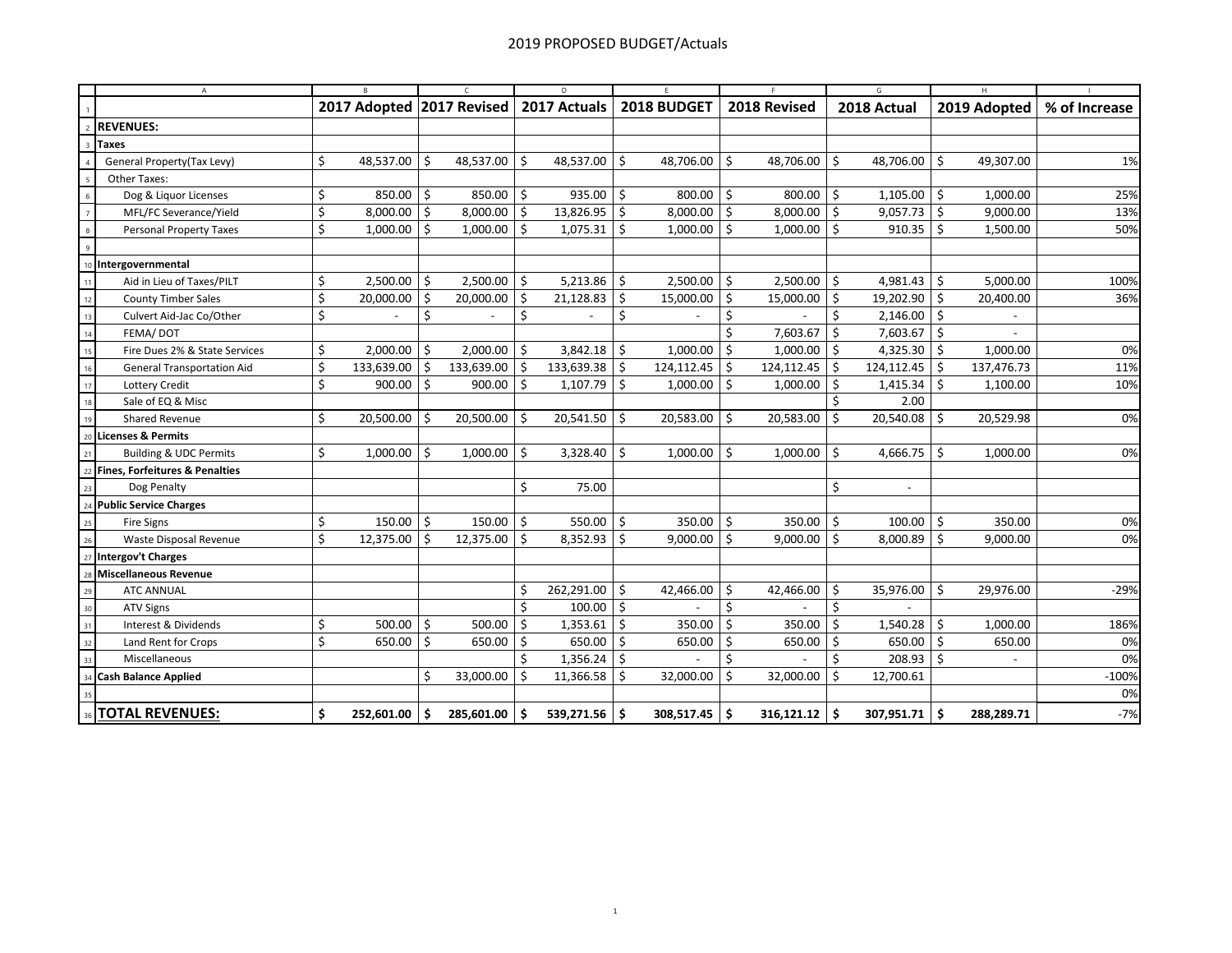# 2019 PROPOSED BUDGET/Actuals

| | 2017 Adopted | 2017 Revised | 2017 Actuals | 2018 BUDGET | 2018 Revised | 2018 Actual | 2019 Adopted | % of Increase |
|---|---|---|---|---|---|---|---|---|
| **REVENUES:** | | | | | | | | |
| **Taxes** | | | | | | | | |
| General Property(Tax Levy) | $ 48,537.00 | $ 48,537.00 | $ 48,537.00 | $ 48,706.00 | $ 48,706.00 | $ 48,706.00 | $ 49,307.00 | 1% |
| Other Taxes: | | | | | | | | |
| Dog & Liquor Licenses | $ 850.00 | $ 850.00 | $ 935.00 | $ 800.00 | $ 800.00 | $ 1,105.00 | $ 1,000.00 | 25% |
| MFL/FC Severance/Yield | $ 8,000.00 | $ 8,000.00 | $ 13,826.95 | $ 8,000.00 | $ 8,000.00 | $ 9,057.73 | $ 9,000.00 | 13% |
| Personal Property Taxes | $ 1,000.00 | $ 1,000.00 | $ 1,075.31 | $ 1,000.00 | $ 1,000.00 | $ 910.35 | $ 1,500.00 | 50% |
| | | | | | | | | |
| **Intergovernmental** | | | | | | | | |
| Aid in Lieu of Taxes/PILT | $ 2,500.00 | $ 2,500.00 | $ 5,213.86 | $ 2,500.00 | $ 2,500.00 | $ 4,981.43 | $ 5,000.00 | 100% |
| County Timber Sales | $ 20,000.00 | $ 20,000.00 | $ 21,128.83 | $ 15,000.00 | $ 15,000.00 | $ 19,202.90 | $ 20,400.00 | 36% |
| Culvert Aid-Jac Co/Other | $ - | $ - | $ - | $ - | $ - | $ 2,146.00 | $ - | |
| FEMA/ DOT | | | | | $ 7,603.67 | $ 7,603.67 | $ - | |
| Fire Dues 2% & State Services | $ 2,000.00 | $ 2,000.00 | $ 3,842.18 | $ 1,000.00 | $ 1,000.00 | $ 4,325.30 | $ 1,000.00 | 0% |
| General Transportation Aid | $ 133,639.00 | $ 133,639.00 | $ 133,639.38 | $ 124,112.45 | $ 124,112.45 | $ 124,112.45 | $ 137,476.73 | 11% |
| Lottery Credit | $ 900.00 | $ 900.00 | $ 1,107.79 | $ 1,000.00 | $ 1,000.00 | $ 1,415.34 | $ 1,100.00 | 10% |
| Sale of EQ & Misc | | | | | | $ 2.00 | | |
| Shared Revenue | $ 20,500.00 | $ 20,500.00 | $ 20,541.50 | $ 20,583.00 | $ 20,583.00 | $ 20,540.08 | $ 20,529.98 | 0% |
| **Licenses & Permits** | | | | | | | | |
| Building & UDC Permits | $ 1,000.00 | $ 1,000.00 | $ 3,328.40 | $ 1,000.00 | $ 1,000.00 | $ 4,666.75 | $ 1,000.00 | 0% |
| **Fines, Forfeitures & Penalties** | | | | | | | | |
| Dog Penalty | | | $ 75.00 | | | $ - | | |
| **Public Service Charges** | | | | | | | | |
| Fire Signs | $ 150.00 | $ 150.00 | $ 550.00 | $ 350.00 | $ 350.00 | $ 100.00 | $ 350.00 | 0% |
| Waste Disposal Revenue | $ 12,375.00 | $ 12,375.00 | $ 8,352.93 | $ 9,000.00 | $ 9,000.00 | $ 8,000.89 | $ 9,000.00 | 0% |
| **Intergov't Charges** | | | | | | | | |
| **Miscellaneous Revenue** | | | | | | | | |
| ATC ANNUAL | | | $ 262,291.00 | $ 42,466.00 | $ 42,466.00 | $ 35,976.00 | $ 29,976.00 | -29% |
| ATV Signs | | | $ 100.00 | $ - | $ - | $ - | | |
| Interest & Dividends | $ 500.00 | $ 500.00 | $ 1,353.61 | $ 350.00 | $ 350.00 | $ 1,540.28 | $ 1,000.00 | 186% |
| Land Rent for Crops | $ 650.00 | $ 650.00 | $ 650.00 | $ 650.00 | $ 650.00 | $ 650.00 | $ 650.00 | 0% |
| Miscellaneous | | | $ 1,356.24 | $ - | $ - | $ 208.93 | $ - | 0% |
| **Cash Balance Applied** | | $ 33,000.00 | $ 11,366.58 | $ 32,000.00 | $ 32,000.00 | $ 12,700.61 | | -100% |
| | | | | | | | | 0% |
| **TOTAL REVENUES:** | **$ 252,601.00** | **$ 285,601.00** | **$ 539,271.56** | **$ 308,517.45** | **$ 316,121.12** | **$ 307,951.71** | **$ 288,289.71** | -7% |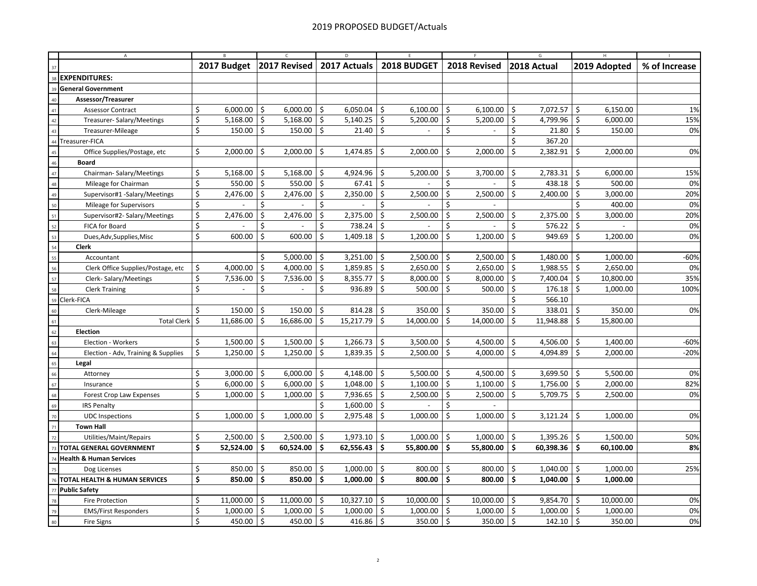# 2019 PROPOSED BUDGET/Actuals

| | 2017 Budget | 2017 Revised | 2017 Actuals | 2018 BUDGET | 2018 Revised | 2018 Actual | 2019 Adopted | % of Increase |
|---|---|---|---|---|---|---|---|---|
| **EXPENDITURES:** | | | | | | | | |
| **General Government** | | | | | | | | |
| **Assessor/Treasurer** | | | | | | | | |
| Assessor Contract | $ 6,000.00 | $ 6,000.00 | $ 6,050.04 | $ 6,100.00 | $ 6,100.00 | $ 7,072.57 | $ 6,150.00 | 1% |
| Treasurer- Salary/Meetings | $ 5,168.00 | $ 5,168.00 | $ 5,140.25 | $ 5,200.00 | $ 5,200.00 | $ 4,799.96 | $ 6,000.00 | 15% |
| Treasurer-Mileage | $ 150.00 | $ 150.00 | $ 21.40 | $ - | $ - | $ 21.80 | $ 150.00 | 0% |
| Treasurer-FICA | | | | | | $ 367.20 | | |
| Office Supplies/Postage, etc | $ 2,000.00 | $ 2,000.00 | $ 1,474.85 | $ 2,000.00 | $ 2,000.00 | $ 2,382.91 | $ 2,000.00 | 0% |
| **Board** | | | | | | | | |
| Chairman- Salary/Meetings | $ 5,168.00 | $ 5,168.00 | $ 4,924.96 | $ 5,200.00 | $ 3,700.00 | $ 2,783.31 | $ 6,000.00 | 15% |
| Mileage for Chairman | $ 550.00 | $ 550.00 | $ 67.41 | $ - | $ - | $ 438.18 | $ 500.00 | 0% |
| Supervisor#1 -Salary/Meetings | $ 2,476.00 | $ 2,476.00 | $ 2,350.00 | $ 2,500.00 | $ 2,500.00 | $ 2,400.00 | $ 3,000.00 | 20% |
| Mileage for Supervisors | $ - | $ - | $ - | $ - | $ - | | $ 400.00 | 0% |
| Supervisor#2- Salary/Meetings | $ 2,476.00 | $ 2,476.00 | $ 2,375.00 | $ 2,500.00 | $ 2,500.00 | $ 2,375.00 | $ 3,000.00 | 20% |
| FICA for Board | $ - | $ - | $ 738.24 | $ - | $ - | $ 576.22 | $ - | 0% |
| Dues,Adv,Supplies,Misc | $ 600.00 | $ 600.00 | $ 1,409.18 | $ 1,200.00 | $ 1,200.00 | $ 949.69 | $ 1,200.00 | 0% |
| **Clerk** | | | | | | | | |
| Accountant | | $ 5,000.00 | $ 3,251.00 | $ 2,500.00 | $ 2,500.00 | $ 1,480.00 | $ 1,000.00 | -60% |
| Clerk Office Supplies/Postage, etc | $ 4,000.00 | $ 4,000.00 | $ 1,859.85 | $ 2,650.00 | $ 2,650.00 | $ 1,988.55 | $ 2,650.00 | 0% |
| Clerk- Salary/Meetings | $ 7,536.00 | $ 7,536.00 | $ 8,355.77 | $ 8,000.00 | $ 8,000.00 | $ 7,400.04 | $ 10,800.00 | 35% |
| Clerk Training | $ - | $ - | $ 936.89 | $ 500.00 | $ 500.00 | $ 176.18 | $ 1,000.00 | 100% |
| Clerk-FICA | | | | | | $ 566.10 | | |
| Clerk-Mileage | $ 150.00 | $ 150.00 | $ 814.28 | $ 350.00 | $ 350.00 | $ 338.01 | $ 350.00 | 0% |
| Total Clerk | $ 11,686.00 | $ 16,686.00 | $ 15,217.79 | $ 14,000.00 | $ 14,000.00 | $ 11,948.88 | $ 15,800.00 | |
| **Election** | | | | | | | | |
| Election - Workers | $ 1,500.00 | $ 1,500.00 | $ 1,266.73 | $ 3,500.00 | $ 4,500.00 | $ 4,506.00 | $ 1,400.00 | -60% |
| Election - Adv, Training & Supplies | $ 1,250.00 | $ 1,250.00 | $ 1,839.35 | $ 2,500.00 | $ 4,000.00 | $ 4,094.89 | $ 2,000.00 | -20% |
| **Legal** | | | | | | | | |
| Attorney | $ 3,000.00 | $ 6,000.00 | $ 4,148.00 | $ 5,500.00 | $ 4,500.00 | $ 3,699.50 | $ 5,500.00 | 0% |
| Insurance | $ 6,000.00 | $ 6,000.00 | $ 1,048.00 | $ 1,100.00 | $ 1,100.00 | $ 1,756.00 | $ 2,000.00 | 82% |
| Forest Crop Law Expenses | $ 1,000.00 | $ 1,000.00 | $ 7,936.65 | $ 2,500.00 | $ 2,500.00 | $ 5,709.75 | $ 2,500.00 | 0% |
| IRS Penalty | | | $ 1,600.00 | $ - | $ - | | | |
| UDC Inspections | $ 1,000.00 | $ 1,000.00 | $ 2,975.48 | $ 1,000.00 | $ 1,000.00 | $ 3,121.24 | $ 1,000.00 | 0% |
| **Town Hall** | | | | | | | | |
| Utilities/Maint/Repairs | $ 2,500.00 | $ 2,500.00 | $ 1,973.10 | $ 1,000.00 | $ 1,000.00 | $ 1,395.26 | $ 1,500.00 | 50% |
| **TOTAL GENERAL GOVERNMENT** | **$ 52,524.00** | **$ 60,524.00** | **$ 62,556.43** | **$ 55,800.00** | **$ 55,800.00** | **$ 60,398.36** | **$ 60,100.00** | **8%** |
| **Health & Human Services** | | | | | | | | |
| Dog Licenses | $ 850.00 | $ 850.00 | $ 1,000.00 | $ 800.00 | $ 800.00 | $ 1,040.00 | $ 1,000.00 | 25% |
| **TOTAL HEALTH & HUMAN SERVICES** | **$ 850.00** | **$ 850.00** | **$ 1,000.00** | **$ 800.00** | **$ 800.00** | **$ 1,040.00** | **$ 1,000.00** | |
| **Public Safety** | | | | | | | | |
| Fire Protection | $ 11,000.00 | $ 11,000.00 | $ 10,327.10 | $ 10,000.00 | $ 10,000.00 | $ 9,854.70 | $ 10,000.00 | 0% |
| EMS/First Responders | $ 1,000.00 | $ 1,000.00 | $ 1,000.00 | $ 1,000.00 | $ 1,000.00 | $ 1,000.00 | $ 1,000.00 | 0% |
| Fire Signs | $ 450.00 | $ 450.00 | $ 416.86 | $ 350.00 | $ 350.00 | $ 142.10 | $ 350.00 | 0% |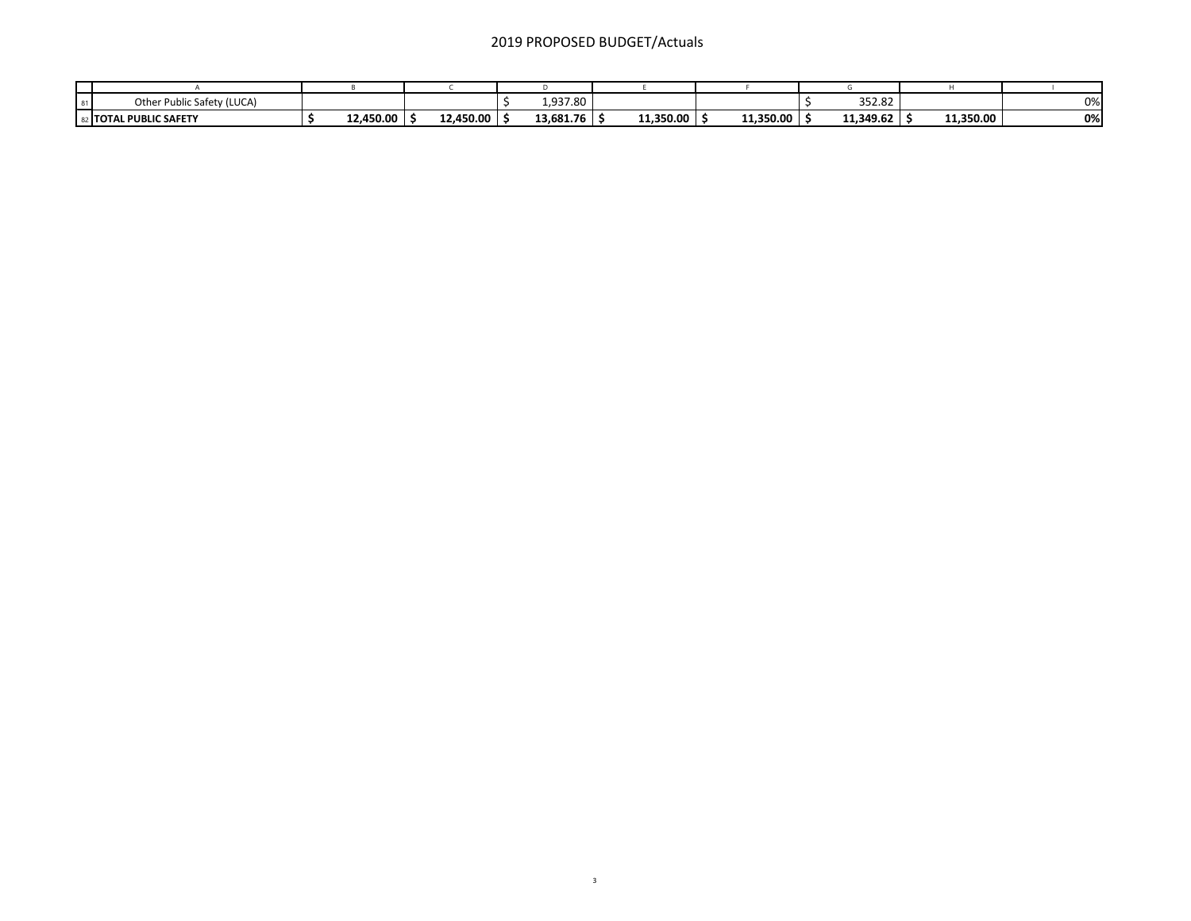# 2019 PROPOSED BUDGET/Actuals

| | A | B | C | D | E | F | G | H | I |
|---|---|---|---|---|---|---|---|---|---|
| 81 | Other Public Safety (LUCA) | | | $ 1,937.80 | | | $ 352.82 | | 0% |
| 82 | **TOTAL PUBLIC SAFETY** | **$ 12,450.00** | **$ 12,450.00** | **$ 13,681.76** | **$ 11,350.00** | **$ 11,350.00** | **$ 11,349.62** | **$ 11,350.00** | **0%** |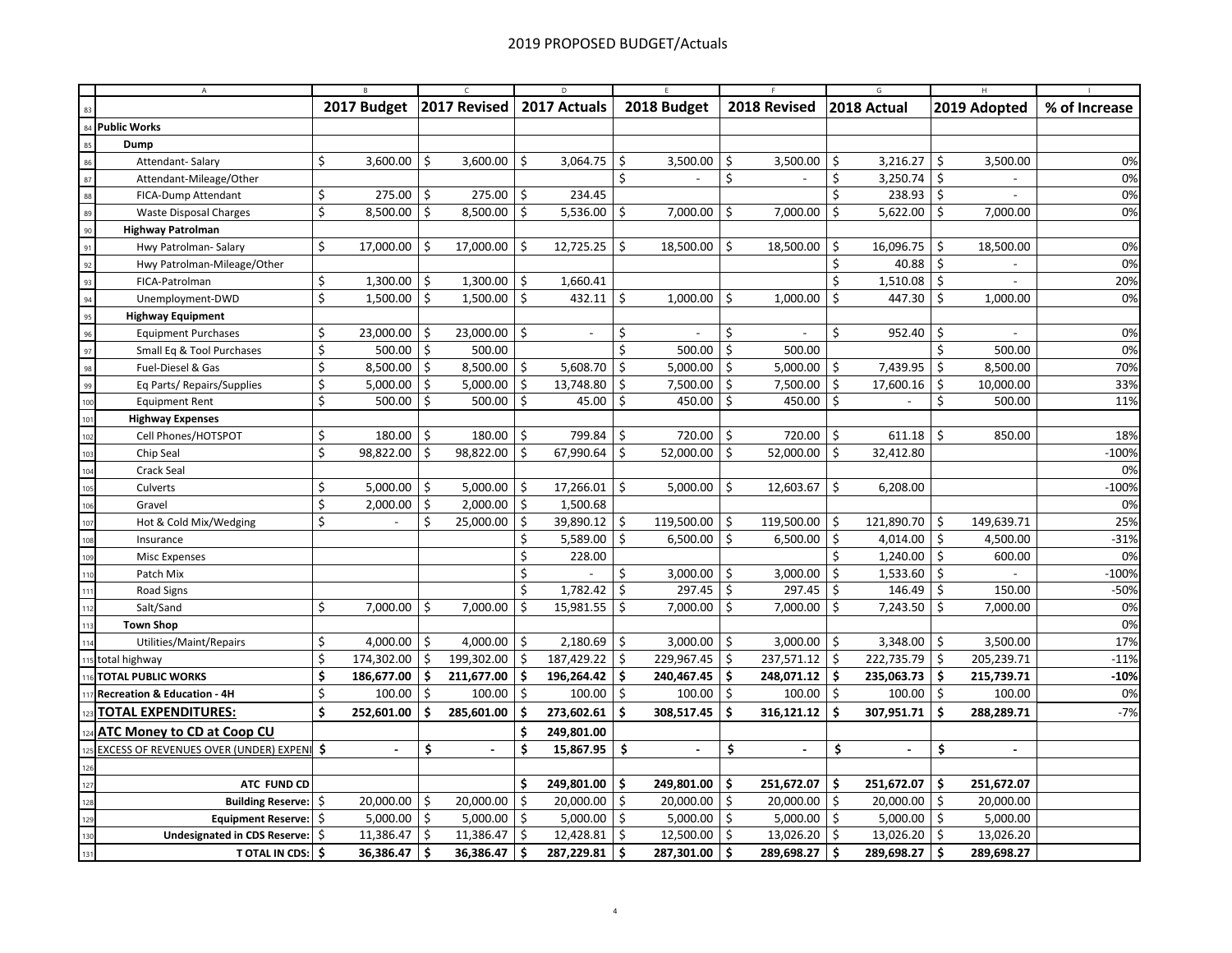## 2019 PROPOSED BUDGET/Actuals

| | 2017 Budget | 2017 Revised | 2017 Actuals | 2018 Budget | 2018 Revised | 2018 Actual | 2019 Adopted | % of Increase |
|---|---|---|---|---|---|---|---|---|
| **Public Works** | | | | | | | | |
| **Dump** | | | | | | | | |
| Attendant- Salary | $ 3,600.00 | $ 3,600.00 | $ 3,064.75 | $ 3,500.00 | $ 3,500.00 | $ 3,216.27 | $ 3,500.00 | 0% |
| Attendant-Mileage/Other | | | | $ - | $ - | $ 3,250.74 | $ - | 0% |
| FICA-Dump Attendant | $ 275.00 | $ 275.00 | $ 234.45 | | | $ 238.93 | $ - | 0% |
| Waste Disposal Charges | $ 8,500.00 | $ 8,500.00 | $ 5,536.00 | $ 7,000.00 | $ 7,000.00 | $ 5,622.00 | $ 7,000.00 | 0% |
| **Highway Patrolman** | | | | | | | | |
| Hwy Patrolman- Salary | $ 17,000.00 | $ 17,000.00 | $ 12,725.25 | $ 18,500.00 | $ 18,500.00 | $ 16,096.75 | $ 18,500.00 | 0% |
| Hwy Patrolman-Mileage/Other | | | | | | $ 40.88 | $ - | 0% |
| FICA-Patrolman | $ 1,300.00 | $ 1,300.00 | $ 1,660.41 | | | $ 1,510.08 | $ - | 20% |
| Unemployment-DWD | $ 1,500.00 | $ 1,500.00 | $ 432.11 | $ 1,000.00 | $ 1,000.00 | $ 447.30 | $ 1,000.00 | 0% |
| **Highway Equipment** | | | | | | | | |
| Equipment Purchases | $ 23,000.00 | $ 23,000.00 | $ - | $ - | $ - | $ 952.40 | $ - | 0% |
| Small Eq & Tool Purchases | $ 500.00 | $ 500.00 | | $ 500.00 | $ 500.00 | | $ 500.00 | 0% |
| Fuel-Diesel & Gas | $ 8,500.00 | $ 8,500.00 | $ 5,608.70 | $ 5,000.00 | $ 5,000.00 | $ 7,439.95 | $ 8,500.00 | 70% |
| Eq Parts/ Repairs/Supplies | $ 5,000.00 | $ 5,000.00 | $ 13,748.80 | $ 7,500.00 | $ 7,500.00 | $ 17,600.16 | $ 10,000.00 | 33% |
| Equipment Rent | $ 500.00 | $ 500.00 | $ 45.00 | $ 450.00 | $ 450.00 | $ - | $ 500.00 | 11% |
| **Highway Expenses** | | | | | | | | |
| Cell Phones/HOTSPOT | $ 180.00 | $ 180.00 | $ 799.84 | $ 720.00 | $ 720.00 | $ 611.18 | $ 850.00 | 18% |
| Chip Seal | $ 98,822.00 | $ 98,822.00 | $ 67,990.64 | $ 52,000.00 | $ 52,000.00 | $ 32,412.80 | | -100% |
| Crack Seal | | | | | | | | 0% |
| Culverts | $ 5,000.00 | $ 5,000.00 | $ 17,266.01 | $ 5,000.00 | $ 12,603.67 | $ 6,208.00 | | -100% |
| Gravel | $ 2,000.00 | $ 2,000.00 | $ 1,500.68 | | | | | 0% |
| Hot & Cold Mix/Wedging | $ - | $ 25,000.00 | $ 39,890.12 | $ 119,500.00 | $ 119,500.00 | $ 121,890.70 | $ 149,639.71 | 25% |
| Insurance | | | $ 5,589.00 | $ 6,500.00 | $ 6,500.00 | $ 4,014.00 | $ 4,500.00 | -31% |
| Misc Expenses | | | $ 228.00 | | | $ 1,240.00 | $ 600.00 | 0% |
| Patch Mix | | | $ - | $ 3,000.00 | $ 3,000.00 | $ 1,533.60 | $ - | -100% |
| Road Signs | | | $ 1,782.42 | $ 297.45 | $ 297.45 | $ 146.49 | $ 150.00 | -50% |
| Salt/Sand | $ 7,000.00 | $ 7,000.00 | $ 15,981.55 | $ 7,000.00 | $ 7,000.00 | $ 7,243.50 | $ 7,000.00 | 0% |
| **Town Shop** | | | | | | | | 0% |
| Utilities/Maint/Repairs | $ 4,000.00 | $ 4,000.00 | $ 2,180.69 | $ 3,000.00 | $ 3,000.00 | $ 3,348.00 | $ 3,500.00 | 17% |
| total highway | $ 174,302.00 | $ 199,302.00 | $ 187,429.22 | $ 229,967.45 | $ 237,571.12 | $ 222,735.79 | $ 205,239.71 | -11% |
| **TOTAL PUBLIC WORKS** | **$ 186,677.00** | **$ 211,677.00** | **$ 196,264.42** | **$ 240,467.45** | **$ 248,071.12** | **$ 235,063.73** | **$ 215,739.71** | **-10%** |
| **Recreation & Education - 4H** | $ 100.00 | $ 100.00 | $ 100.00 | $ 100.00 | $ 100.00 | $ 100.00 | $ 100.00 | 0% |
| **TOTAL EXPENDITURES:** | **$ 252,601.00** | **$ 285,601.00** | **$ 273,602.61** | **$ 308,517.45** | **$ 316,121.12** | **$ 307,951.71** | **$ 288,289.71** | -7% |
| **ATC Money to CD at Coop CU** | | | **$ 249,801.00** | | | | | |
| EXCESS OF REVENUES OVER (UNDER) EXPENI | **$ -** | **$ -** | **$ 15,867.95** | **$ -** | **$ -** | **$ -** | **$ -** | |
| | | | | | | | | |
| **ATC FUND CD** | | | **$ 249,801.00** | **$ 249,801.00** | **$ 251,672.07** | **$ 251,672.07** | **$ 251,672.07** | |
| **Building Reserve:** | $ 20,000.00 | $ 20,000.00 | $ 20,000.00 | $ 20,000.00 | $ 20,000.00 | $ 20,000.00 | $ 20,000.00 | |
| **Equipment Reserve:** | $ 5,000.00 | $ 5,000.00 | $ 5,000.00 | $ 5,000.00 | $ 5,000.00 | $ 5,000.00 | $ 5,000.00 | |
| **Undesignated in CDS Reserve:** | $ 11,386.47 | $ 11,386.47 | $ 12,428.81 | $ 12,500.00 | $ 13,026.20 | $ 13,026.20 | $ 13,026.20 | |
| **T OTAL IN CDS:** | **$ 36,386.47** | **$ 36,386.47** | **$ 287,229.81** | **$ 287,301.00** | **$ 289,698.27** | **$ 289,698.27** | **$ 289,698.27** | |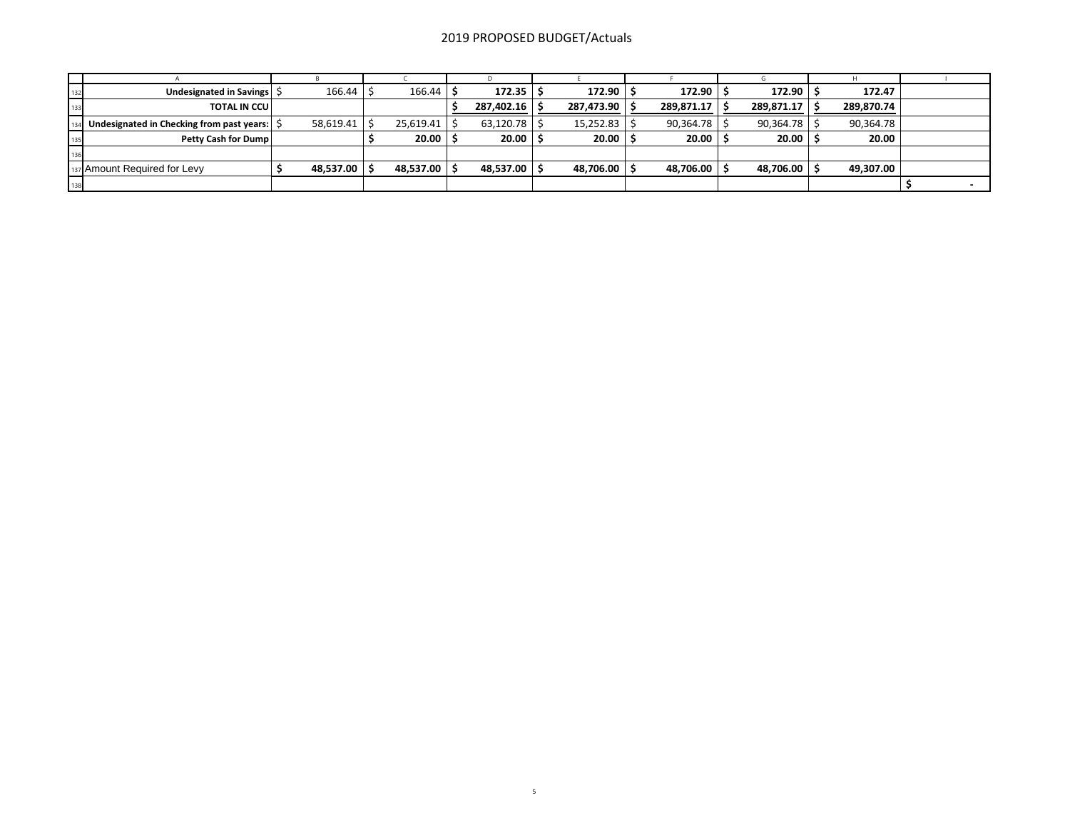# 2019 PROPOSED BUDGET/Actuals

| | A | B | C | D | E | F | G | H | I |
|---|---|---|---|---|---|---|---|---|---|
| 132 | **Undesignated in Savings** | $ 166.44 | $ 166.44 | **$ 172.35** | **$ 172.90** | **$ 172.90** | **$ 172.90** | **$ 172.47** | |
| 133 | **TOTAL IN CCU** | | | **$ 287,402.16** | **$ 287,473.90** | **$ 289,871.17** | **$ 289,871.17** | **$ 289,870.74** | |
| 134 | **Undesignated in Checking from past years:** | $ 58,619.41 | $ 25,619.41 | $ 63,120.78 | $ 15,252.83 | $ 90,364.78 | $ 90,364.78 | $ 90,364.78 | |
| 135 | **Petty Cash for Dump** | | **$ 20.00** | **$ 20.00** | **$ 20.00** | **$ 20.00** | **$ 20.00** | **$ 20.00** | |
| 136 | | | | | | | | | |
| 137 | Amount Required for Levy | **$ 48,537.00** | **$ 48,537.00** | **$ 48,537.00** | **$ 48,706.00** | **$ 48,706.00** | **$ 48,706.00** | **$ 49,307.00** | |
| 138 | | | | | | | | | **$ -** |